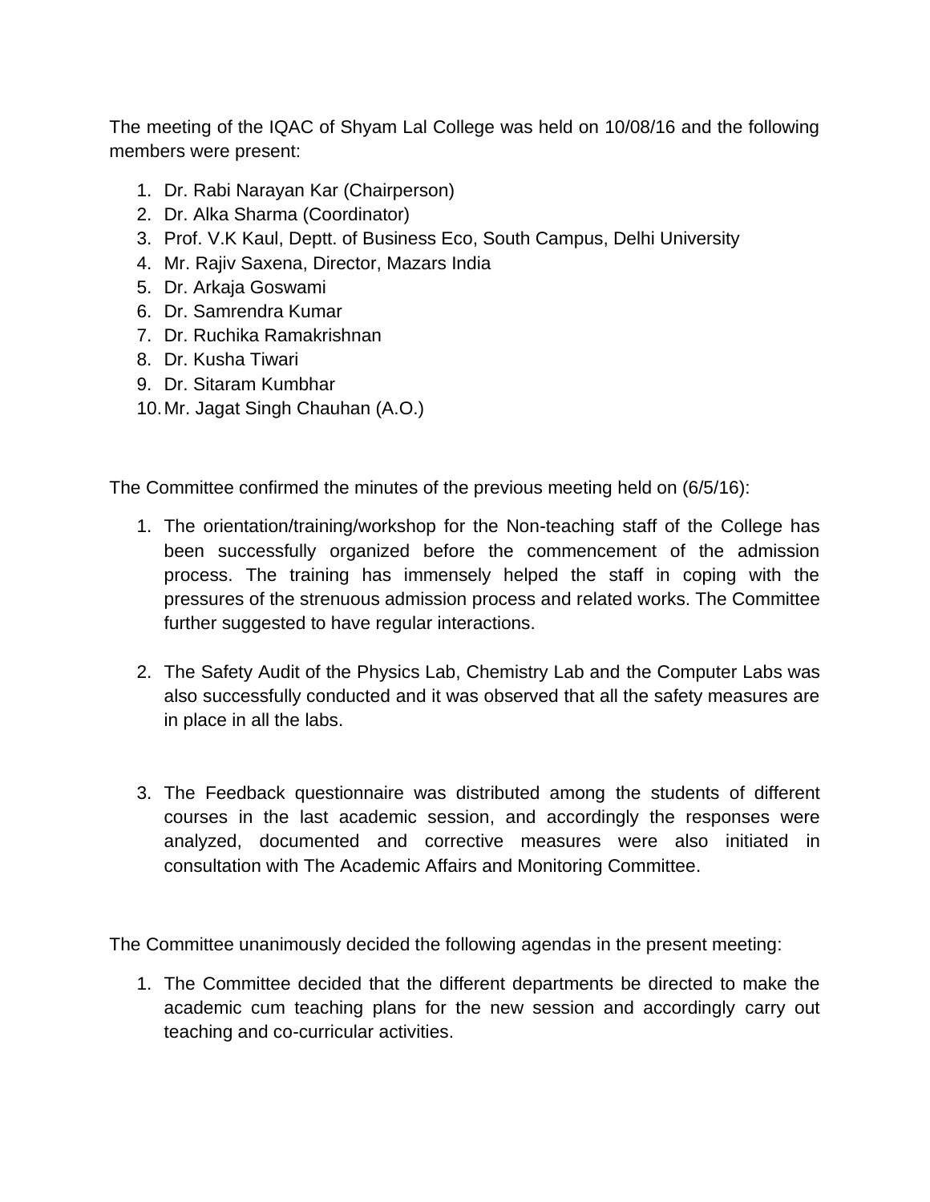The meeting of the IQAC of Shyam Lal College was held on 10/08/16 and the following members were present:

1. Dr. Rabi Narayan Kar (Chairperson)
2. Dr. Alka Sharma (Coordinator)
3. Prof. V.K Kaul, Deptt. of Business Eco, South Campus, Delhi University
4. Mr. Rajiv Saxena, Director, Mazars India
5. Dr. Arkaja Goswami
6. Dr. Samrendra Kumar
7. Dr. Ruchika Ramakrishnan
8. Dr. Kusha Tiwari
9. Dr. Sitaram Kumbhar
10. Mr. Jagat Singh Chauhan (A.O.)

The Committee confirmed the minutes of the previous meeting held on (6/5/16):

1. The orientation/training/workshop for the Non-teaching staff of the College has been successfully organized before the commencement of the admission process. The training has immensely helped the staff in coping with the pressures of the strenuous admission process and related works. The Committee further suggested to have regular interactions.

2. The Safety Audit of the Physics Lab, Chemistry Lab and the Computer Labs was also successfully conducted and it was observed that all the safety measures are in place in all the labs.

3. The Feedback questionnaire was distributed among the students of different courses in the last academic session, and accordingly the responses were analyzed, documented and corrective measures were also initiated in consultation with The Academic Affairs and Monitoring Committee.

The Committee unanimously decided the following agendas in the present meeting:

1. The Committee decided that the different departments be directed to make the academic cum teaching plans for the new session and accordingly carry out teaching and co-curricular activities.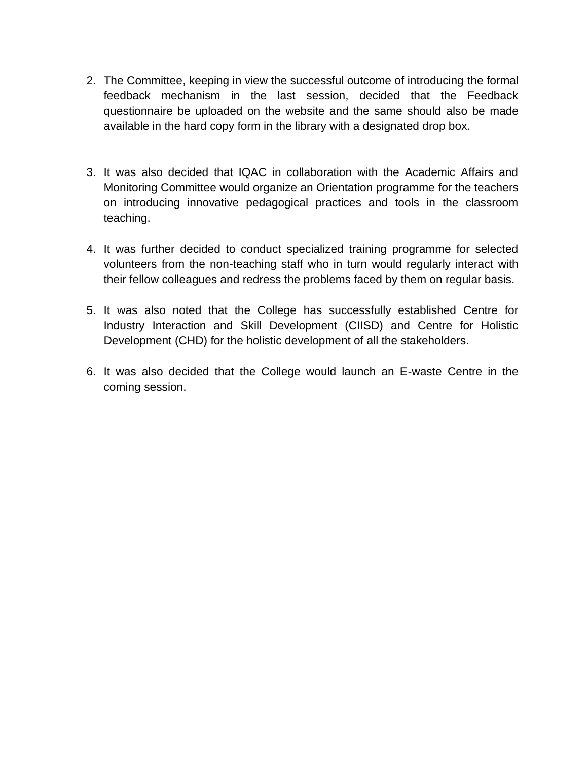2. The Committee, keeping in view the successful outcome of introducing the formal feedback mechanism in the last session, decided that the Feedback questionnaire be uploaded on the website and the same should also be made available in the hard copy form in the library with a designated drop box.

3. It was also decided that IQAC in collaboration with the Academic Affairs and Monitoring Committee would organize an Orientation programme for the teachers on introducing innovative pedagogical practices and tools in the classroom teaching.

4. It was further decided to conduct specialized training programme for selected volunteers from the non-teaching staff who in turn would regularly interact with their fellow colleagues and redress the problems faced by them on regular basis.

5. It was also noted that the College has successfully established Centre for Industry Interaction and Skill Development (CIISD) and Centre for Holistic Development (CHD) for the holistic development of all the stakeholders.

6. It was also decided that the College would launch an E-waste Centre in the coming session.